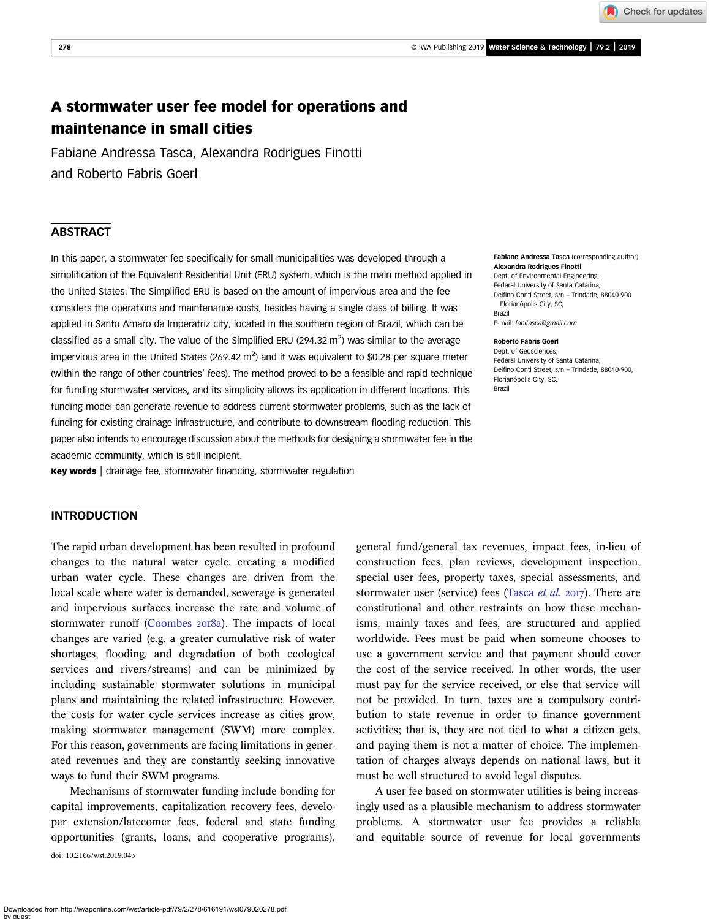# A stormwater user fee model for operations and maintenance in small cities

Fabiane Andressa Tasca, Alexandra Rodrigues Finotti and Roberto Fabris Goerl

## ABSTRACT

In this paper, a stormwater fee specifically for small municipalities was developed through a simplification of the Equivalent Residential Unit (ERU) system, which is the main method applied in the United States. The Simplified ERU is based on the amount of impervious area and the fee considers the operations and maintenance costs, besides having a single class of billing. It was applied in Santo Amaro da Imperatriz city, located in the southern region of Brazil, which can be classified as a small city. The value of the Simplified ERU (294.32 $m^2$) was similar to the average impervious area in the United States (269.42 $m^2$) and it was equivalent to $0.28 per square meter (within the range of other countries' fees). The method proved to be a feasible and rapid technique for funding stormwater services, and its simplicity allows its application in different locations. This funding model can generate revenue to address current stormwater problems, such as the lack of funding for existing drainage infrastructure, and contribute to downstream flooding reduction. This paper also intends to encourage discussion about the methods for designing a stormwater fee in the academic community, which is still incipient.

**Key words** | drainage fee, stormwater financing, stormwater regulation

**Fabiane Andressa Tasca** (corresponding author)
**Alexandra Rodrigues Finotti**
Dept. of Environmental Engineering,
Federal University of Santa Catarina,
Delfino Conti Street, s/n – Trindade, 88040-900
Florianópolis City, SC,
Brazil
E-mail: *fabitasca@gmail.com*

**Roberto Fabris Goerl**
Dept. of Geosciences,
Federal University of Santa Catarina,
Delfino Conti Street, s/n – Trindade, 88040-900,
Florianópolis City, SC,
Brazil

## INTRODUCTION

The rapid urban development has been resulted in profound changes to the natural water cycle, creating a modified urban water cycle. These changes are driven from the local scale where water is demanded, sewerage is generated and impervious surfaces increase the rate and volume of stormwater runoff (Coombes 2018a). The impacts of local changes are varied (e.g. a greater cumulative risk of water shortages, flooding, and degradation of both ecological services and rivers/streams) and can be minimized by including sustainable stormwater solutions in municipal plans and maintaining the related infrastructure. However, the costs for water cycle services increase as cities grow, making stormwater management (SWM) more complex. For this reason, governments are facing limitations in generated revenues and they are constantly seeking innovative ways to fund their SWM programs.

Mechanisms of stormwater funding include bonding for capital improvements, capitalization recovery fees, developer extension/latecomer fees, federal and state funding opportunities (grants, loans, and cooperative programs), general fund/general tax revenues, impact fees, in-lieu of construction fees, plan reviews, development inspection, special user fees, property taxes, special assessments, and stormwater user (service) fees (Tasca *et al.* 2017). There are constitutional and other restraints on how these mechanisms, mainly taxes and fees, are structured and applied worldwide. Fees must be paid when someone chooses to use a government service and that payment should cover the cost of the service received. In other words, the user must pay for the service received, or else that service will not be provided. In turn, taxes are a compulsory contribution to state revenue in order to finance government activities; that is, they are not tied to what a citizen gets, and paying them is not a matter of choice. The implementation of charges always depends on national laws, but it must be well structured to avoid legal disputes.

A user fee based on stormwater utilities is being increasingly used as a plausible mechanism to address stormwater problems. A stormwater user fee provides a reliable and equitable source of revenue for local governments

doi: 10.2166/wst.2019.043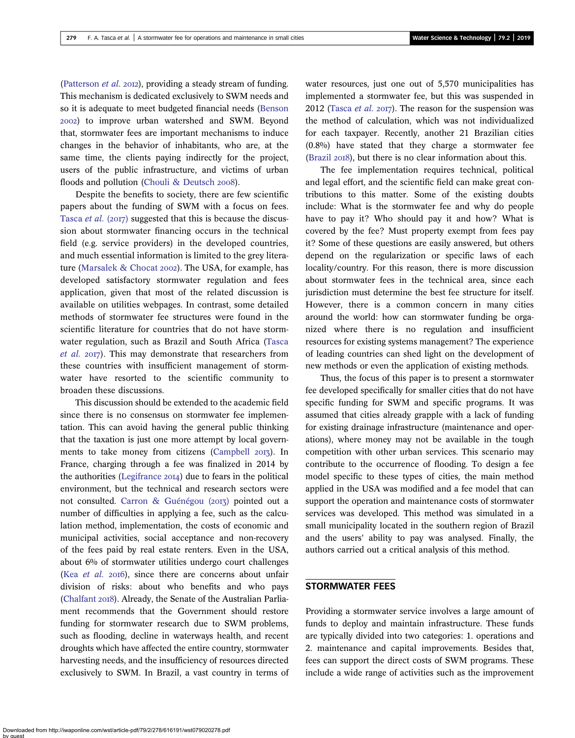(Patterson *et al.* 2012), providing a steady stream of funding. This mechanism is dedicated exclusively to SWM needs and so it is adequate to meet budgeted financial needs (Benson 2002) to improve urban watershed and SWM. Beyond that, stormwater fees are important mechanisms to induce changes in the behavior of inhabitants, who are, at the same time, the clients paying indirectly for the project, users of the public infrastructure, and victims of urban floods and pollution (Chouli & Deutsch 2008).

Despite the benefits to society, there are few scientific papers about the funding of SWM with a focus on fees. Tasca *et al.* (2017) suggested that this is because the discussion about stormwater financing occurs in the technical field (e.g. service providers) in the developed countries, and much essential information is limited to the grey literature (Marsalek & Chocat 2002). The USA, for example, has developed satisfactory stormwater regulation and fees application, given that most of the related discussion is available on utilities webpages. In contrast, some detailed methods of stormwater fee structures were found in the scientific literature for countries that do not have stormwater regulation, such as Brazil and South Africa (Tasca *et al.* 2017). This may demonstrate that researchers from these countries with insufficient management of stormwater have resorted to the scientific community to broaden these discussions.

This discussion should be extended to the academic field since there is no consensus on stormwater fee implementation. This can avoid having the general public thinking that the taxation is just one more attempt by local governments to take money from citizens (Campbell 2013). In France, charging through a fee was finalized in 2014 by the authorities (Legifrance 2014) due to fears in the political environment, but the technical and research sectors were not consulted. Carron & Guénégou (2013) pointed out a number of difficulties in applying a fee, such as the calculation method, implementation, the costs of economic and municipal activities, social acceptance and non-recovery of the fees paid by real estate renters. Even in the USA, about 6% of stormwater utilities undergo court challenges (Kea *et al.* 2016), since there are concerns about unfair division of risks: about who benefits and who pays (Chalfant 2018). Already, the Senate of the Australian Parliament recommends that the Government should restore funding for stormwater research due to SWM problems, such as flooding, decline in waterways health, and recent droughts which have affected the entire country, stormwater harvesting needs, and the insufficiency of resources directed exclusively to SWM. In Brazil, a vast country in terms of water resources, just one out of 5,570 municipalities has implemented a stormwater fee, but this was suspended in 2012 (Tasca *et al.* 2017). The reason for the suspension was the method of calculation, which was not individualized for each taxpayer. Recently, another 21 Brazilian cities (0.8%) have stated that they charge a stormwater fee (Brazil 2018), but there is no clear information about this.

The fee implementation requires technical, political and legal effort, and the scientific field can make great contributions to this matter. Some of the existing doubts include: What is the stormwater fee and why do people have to pay it? Who should pay it and how? What is covered by the fee? Must property exempt from fees pay it? Some of these questions are easily answered, but others depend on the regularization or specific laws of each locality/country. For this reason, there is more discussion about stormwater fees in the technical area, since each jurisdiction must determine the best fee structure for itself. However, there is a common concern in many cities around the world: how can stormwater funding be organized where there is no regulation and insufficient resources for existing systems management? The experience of leading countries can shed light on the development of new methods or even the application of existing methods.

Thus, the focus of this paper is to present a stormwater fee developed specifically for smaller cities that do not have specific funding for SWM and specific programs. It was assumed that cities already grapple with a lack of funding for existing drainage infrastructure (maintenance and operations), where money may not be available in the tough competition with other urban services. This scenario may contribute to the occurrence of flooding. To design a fee model specific to these types of cities, the main method applied in the USA was modified and a fee model that can support the operation and maintenance costs of stormwater services was developed. This method was simulated in a small municipality located in the southern region of Brazil and the users' ability to pay was analysed. Finally, the authors carried out a critical analysis of this method.

## STORMWATER FEES

Providing a stormwater service involves a large amount of funds to deploy and maintain infrastructure. These funds are typically divided into two categories: 1. operations and 2. maintenance and capital improvements. Besides that, fees can support the direct costs of SWM programs. These include a wide range of activities such as the improvement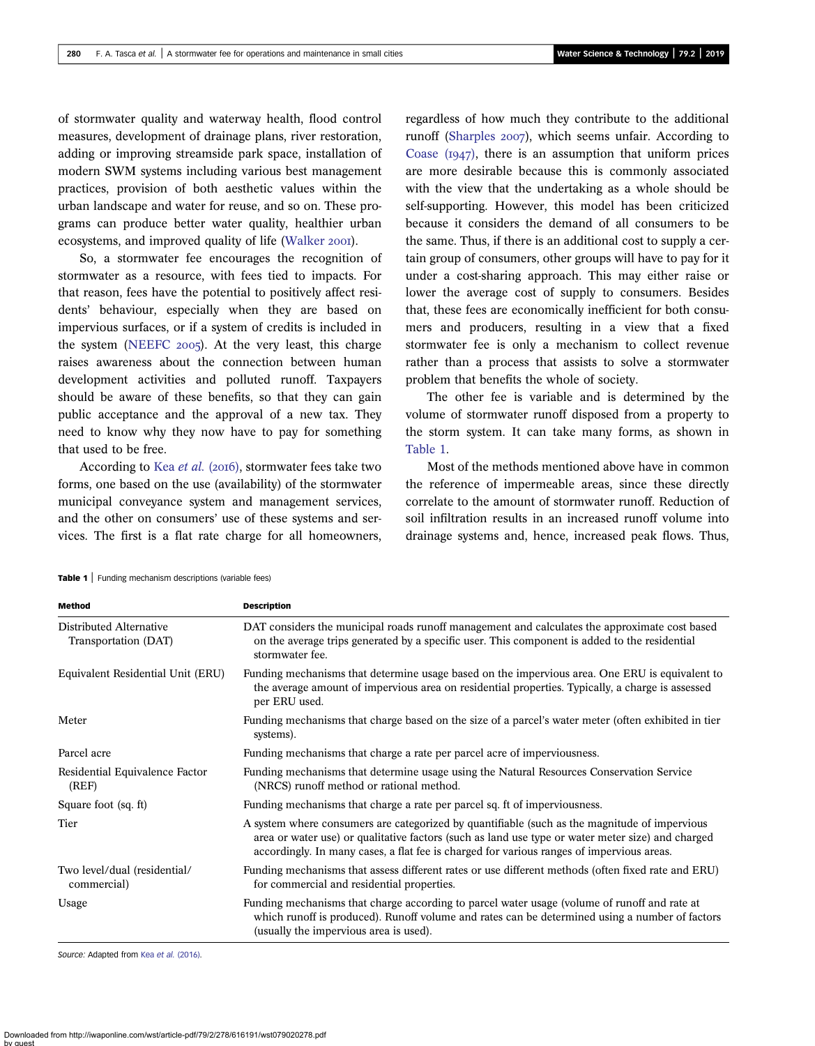of stormwater quality and waterway health, flood control measures, development of drainage plans, river restoration, adding or improving streamside park space, installation of modern SWM systems including various best management practices, provision of both aesthetic values within the urban landscape and water for reuse, and so on. These programs can produce better water quality, healthier urban ecosystems, and improved quality of life (Walker 2001).

So, a stormwater fee encourages the recognition of stormwater as a resource, with fees tied to impacts. For that reason, fees have the potential to positively affect residents' behaviour, especially when they are based on impervious surfaces, or if a system of credits is included in the system (NEEFC 2005). At the very least, this charge raises awareness about the connection between human development activities and polluted runoff. Taxpayers should be aware of these benefits, so that they can gain public acceptance and the approval of a new tax. They need to know why they now have to pay for something that used to be free.

According to Kea *et al.* (2016), stormwater fees take two forms, one based on the use (availability) of the stormwater municipal conveyance system and management services, and the other on consumers' use of these systems and services. The first is a flat rate charge for all homeowners, regardless of how much they contribute to the additional runoff (Sharples 2007), which seems unfair. According to Coase (1947), there is an assumption that uniform prices are more desirable because this is commonly associated with the view that the undertaking as a whole should be self-supporting. However, this model has been criticized because it considers the demand of all consumers to be the same. Thus, if there is an additional cost to supply a certain group of consumers, other groups will have to pay for it under a cost-sharing approach. This may either raise or lower the average cost of supply to consumers. Besides that, these fees are economically inefficient for both consumers and producers, resulting in a view that a fixed stormwater fee is only a mechanism to collect revenue rather than a process that assists to solve a stormwater problem that benefits the whole of society.

The other fee is variable and is determined by the volume of stormwater runoff disposed from a property to the storm system. It can take many forms, as shown in Table 1.

Most of the methods mentioned above have in common the reference of impermeable areas, since these directly correlate to the amount of stormwater runoff. Reduction of soil infiltration results in an increased runoff volume into drainage systems and, hence, increased peak flows. Thus,

**Table 1** | Funding mechanism descriptions (variable fees)

| Method | Description |
|---|---|
| Distributed Alternative Transportation (DAT) | DAT considers the municipal roads runoff management and calculates the approximate cost based on the average trips generated by a specific user. This component is added to the residential stormwater fee. |
| Equivalent Residential Unit (ERU) | Funding mechanisms that determine usage based on the impervious area. One ERU is equivalent to the average amount of impervious area on residential properties. Typically, a charge is assessed per ERU used. |
| Meter | Funding mechanisms that charge based on the size of a parcel's water meter (often exhibited in tier systems). |
| Parcel acre | Funding mechanisms that charge a rate per parcel acre of imperviousness. |
| Residential Equivalence Factor (REF) | Funding mechanisms that determine usage using the Natural Resources Conservation Service (NRCS) runoff method or rational method. |
| Square foot (sq. ft) | Funding mechanisms that charge a rate per parcel sq. ft of imperviousness. |
| Tier | A system where consumers are categorized by quantifiable (such as the magnitude of impervious area or water use) or qualitative factors (such as land use type or water meter size) and charged accordingly. In many cases, a flat fee is charged for various ranges of impervious areas. |
| Two level/dual (residential/commercial) | Funding mechanisms that assess different rates or use different methods (often fixed rate and ERU) for commercial and residential properties. |
| Usage | Funding mechanisms that charge according to parcel water usage (volume of runoff and rate at which runoff is produced). Runoff volume and rates can be determined using a number of factors (usually the impervious area is used). |

*Source:* Adapted from Kea *et al.* (2016).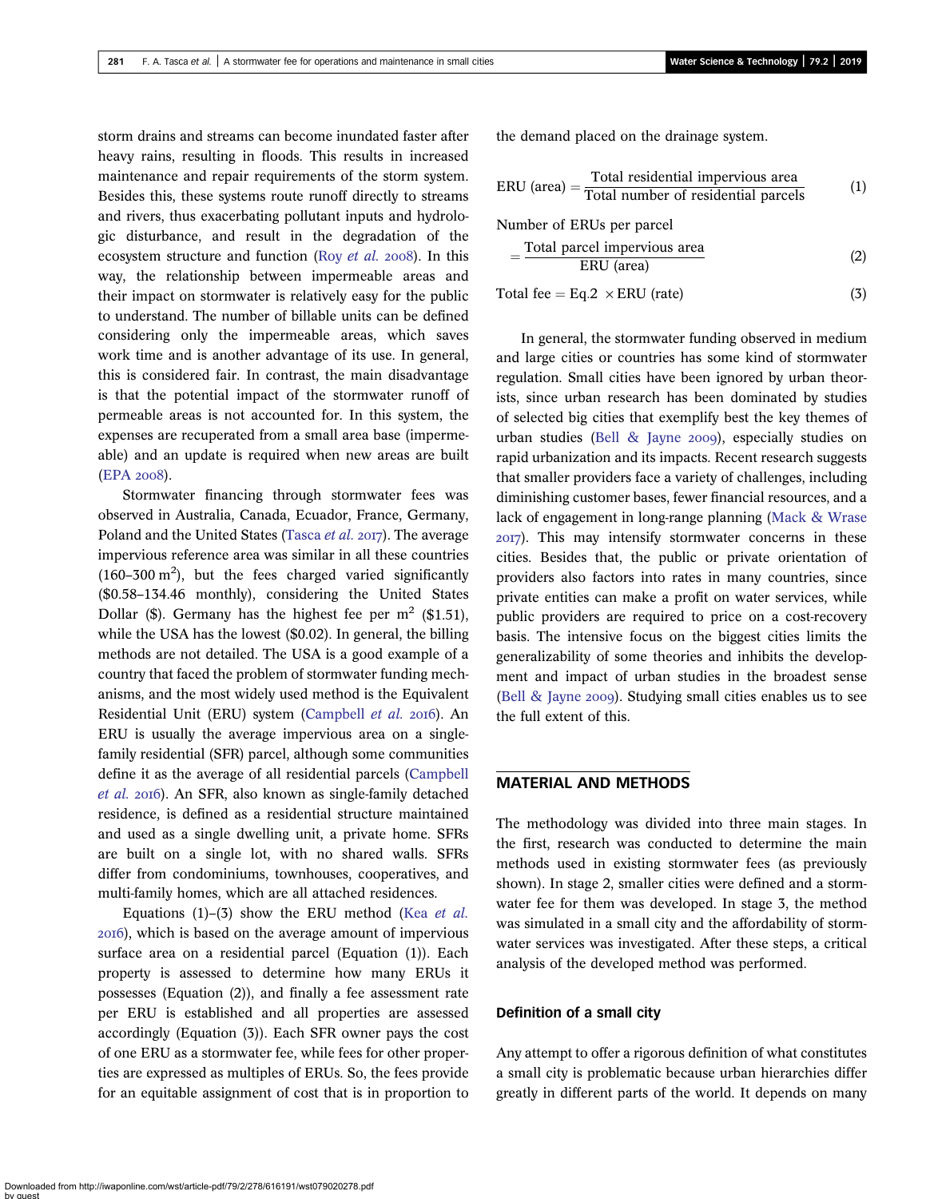storm drains and streams can become inundated faster after heavy rains, resulting in floods. This results in increased maintenance and repair requirements of the storm system. Besides this, these systems route runoff directly to streams and rivers, thus exacerbating pollutant inputs and hydrologic disturbance, and result in the degradation of the ecosystem structure and function (Roy *et al.* 2008). In this way, the relationship between impermeable areas and their impact on stormwater is relatively easy for the public to understand. The number of billable units can be defined considering only the impermeable areas, which saves work time and is another advantage of its use. In general, this is considered fair. In contrast, the main disadvantage is that the potential impact of the stormwater runoff of permeable areas is not accounted for. In this system, the expenses are recuperated from a small area base (impermeable) and an update is required when new areas are built (EPA 2008).

Stormwater financing through stormwater fees was observed in Australia, Canada, Ecuador, France, Germany, Poland and the United States (Tasca *et al.* 2017). The average impervious reference area was similar in all these countries (160–300 $m^2$), but the fees charged varied significantly ($0.58–134.46 monthly), considering the United States Dollar ($). Germany has the highest fee per $m^2$ ($1.51), while the USA has the lowest ($0.02). In general, the billing methods are not detailed. The USA is a good example of a country that faced the problem of stormwater funding mechanisms, and the most widely used method is the Equivalent Residential Unit (ERU) system (Campbell *et al.* 2016). An ERU is usually the average impervious area on a single-family residential (SFR) parcel, although some communities define it as the average of all residential parcels (Campbell *et al.* 2016). An SFR, also known as single-family detached residence, is defined as a residential structure maintained and used as a single dwelling unit, a private home. SFRs are built on a single lot, with no shared walls. SFRs differ from condominiums, townhouses, cooperatives, and multi-family homes, which are all attached residences.

Equations (1)–(3) show the ERU method (Kea *et al.* 2016), which is based on the average amount of impervious surface area on a residential parcel (Equation (1)). Each property is assessed to determine how many ERUs it possesses (Equation (2)), and finally a fee assessment rate per ERU is established and all properties are assessed accordingly (Equation (3)). Each SFR owner pays the cost of one ERU as a stormwater fee, while fees for other properties are expressed as multiples of ERUs. So, the fees provide for an equitable assignment of cost that is in proportion to the demand placed on the drainage system.

$$\text{ERU (area)} = \frac{\text{Total residential impervious area}}{\text{Total number of residential parcels}} \tag{1}$$

$$\text{Number of ERUs per parcel} = \frac{\text{Total parcel impervious area}}{\text{ERU (area)}} \tag{2}$$

$$\text{Total fee} = \text{Eq.2} \times \text{ERU (rate)} \tag{3}$$

In general, the stormwater funding observed in medium and large cities or countries has some kind of stormwater regulation. Small cities have been ignored by urban theorists, since urban research has been dominated by studies of selected big cities that exemplify best the key themes of urban studies (Bell & Jayne 2009), especially studies on rapid urbanization and its impacts. Recent research suggests that smaller providers face a variety of challenges, including diminishing customer bases, fewer financial resources, and a lack of engagement in long-range planning (Mack & Wrase 2017). This may intensify stormwater concerns in these cities. Besides that, the public or private orientation of providers also factors into rates in many countries, since private entities can make a profit on water services, while public providers are required to price on a cost-recovery basis. The intensive focus on the biggest cities limits the generalizability of some theories and inhibits the development and impact of urban studies in the broadest sense (Bell & Jayne 2009). Studying small cities enables us to see the full extent of this.

## MATERIAL AND METHODS

The methodology was divided into three main stages. In the first, research was conducted to determine the main methods used in existing stormwater fees (as previously shown). In stage 2, smaller cities were defined and a stormwater fee for them was developed. In stage 3, the method was simulated in a small city and the affordability of stormwater services was investigated. After these steps, a critical analysis of the developed method was performed.

### Definition of a small city

Any attempt to offer a rigorous definition of what constitutes a small city is problematic because urban hierarchies differ greatly in different parts of the world. It depends on many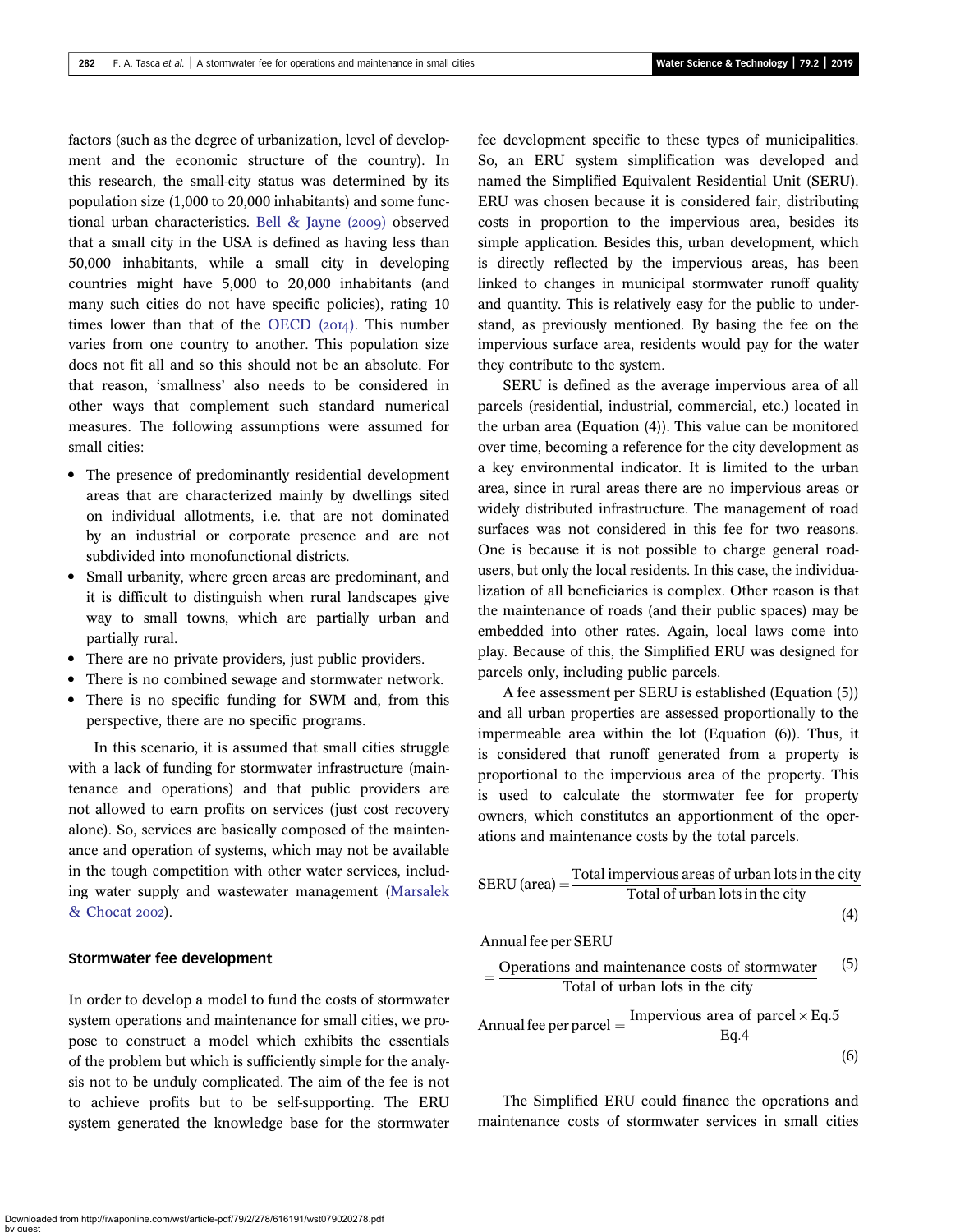factors (such as the degree of urbanization, level of development and the economic structure of the country). In this research, the small-city status was determined by its population size (1,000 to 20,000 inhabitants) and some functional urban characteristics. Bell & Jayne (2009) observed that a small city in the USA is defined as having less than 50,000 inhabitants, while a small city in developing countries might have 5,000 to 20,000 inhabitants (and many such cities do not have specific policies), rating 10 times lower than that of the OECD (2014). This number varies from one country to another. This population size does not fit all and so this should not be an absolute. For that reason, 'smallness' also needs to be considered in other ways that complement such standard numerical measures. The following assumptions were assumed for small cities:

- The presence of predominantly residential development areas that are characterized mainly by dwellings sited on individual allotments, i.e. that are not dominated by an industrial or corporate presence and are not subdivided into monofunctional districts.
- Small urbanity, where green areas are predominant, and it is difficult to distinguish when rural landscapes give way to small towns, which are partially urban and partially rural.
- There are no private providers, just public providers.
- There is no combined sewage and stormwater network.
- There is no specific funding for SWM and, from this perspective, there are no specific programs.

In this scenario, it is assumed that small cities struggle with a lack of funding for stormwater infrastructure (maintenance and operations) and that public providers are not allowed to earn profits on services (just cost recovery alone). So, services are basically composed of the maintenance and operation of systems, which may not be available in the tough competition with other water services, including water supply and wastewater management (Marsalek & Chocat 2002).

### Stormwater fee development

In order to develop a model to fund the costs of stormwater system operations and maintenance for small cities, we propose to construct a model which exhibits the essentials of the problem but which is sufficiently simple for the analysis not to be unduly complicated. The aim of the fee is not to achieve profits but to be self-supporting. The ERU system generated the knowledge base for the stormwater fee development specific to these types of municipalities. So, an ERU system simplification was developed and named the Simplified Equivalent Residential Unit (SERU). ERU was chosen because it is considered fair, distributing costs in proportion to the impervious area, besides its simple application. Besides this, urban development, which is directly reflected by the impervious areas, has been linked to changes in municipal stormwater runoff quality and quantity. This is relatively easy for the public to understand, as previously mentioned. By basing the fee on the impervious surface area, residents would pay for the water they contribute to the system.

SERU is defined as the average impervious area of all parcels (residential, industrial, commercial, etc.) located in the urban area (Equation (4)). This value can be monitored over time, becoming a reference for the city development as a key environmental indicator. It is limited to the urban area, since in rural areas there are no impervious areas or widely distributed infrastructure. The management of road surfaces was not considered in this fee for two reasons. One is because it is not possible to charge general road-users, but only the local residents. In this case, the individualization of all beneficiaries is complex. Other reason is that the maintenance of roads (and their public spaces) may be embedded into other rates. Again, local laws come into play. Because of this, the Simplified ERU was designed for parcels only, including public parcels.

A fee assessment per SERU is established (Equation (5)) and all urban properties are assessed proportionally to the impermeable area within the lot (Equation (6)). Thus, it is considered that runoff generated from a property is proportional to the impervious area of the property. This is used to calculate the stormwater fee for property owners, which constitutes an apportionment of the operations and maintenance costs by the total parcels.

$$\text{SERU (area)} = \frac{\text{Total impervious areas of urban lots in the city}}{\text{Total of urban lots in the city}} \quad (4)$$

$$\text{Annual fee per SERU} = \frac{\text{Operations and maintenance costs of stormwater}}{\text{Total of urban lots in the city}} \quad (5)$$

$$\text{Annual fee per parcel} = \frac{\text{Impervious area of parcel} \times \text{Eq.5}}{\text{Eq.4}} \quad (6)$$

The Simplified ERU could finance the operations and maintenance costs of stormwater services in small cities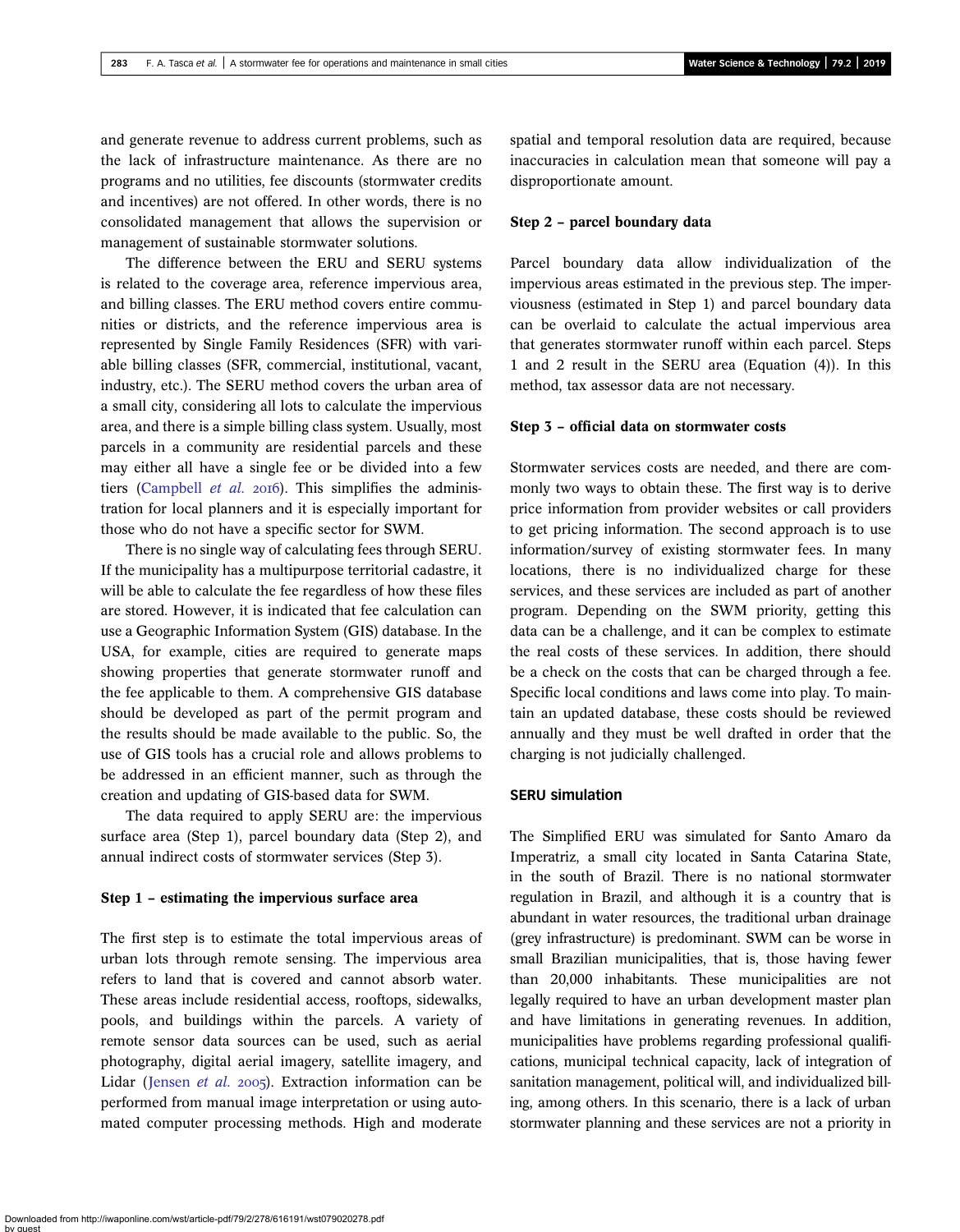and generate revenue to address current problems, such as the lack of infrastructure maintenance. As there are no programs and no utilities, fee discounts (stormwater credits and incentives) are not offered. In other words, there is no consolidated management that allows the supervision or management of sustainable stormwater solutions.

The difference between the ERU and SERU systems is related to the coverage area, reference impervious area, and billing classes. The ERU method covers entire communities or districts, and the reference impervious area is represented by Single Family Residences (SFR) with variable billing classes (SFR, commercial, institutional, vacant, industry, etc.). The SERU method covers the urban area of a small city, considering all lots to calculate the impervious area, and there is a simple billing class system. Usually, most parcels in a community are residential parcels and these may either all have a single fee or be divided into a few tiers (Campbell *et al.* 2016). This simplifies the administration for local planners and it is especially important for those who do not have a specific sector for SWM.

There is no single way of calculating fees through SERU. If the municipality has a multipurpose territorial cadastre, it will be able to calculate the fee regardless of how these files are stored. However, it is indicated that fee calculation can use a Geographic Information System (GIS) database. In the USA, for example, cities are required to generate maps showing properties that generate stormwater runoff and the fee applicable to them. A comprehensive GIS database should be developed as part of the permit program and the results should be made available to the public. So, the use of GIS tools has a crucial role and allows problems to be addressed in an efficient manner, such as through the creation and updating of GIS-based data for SWM.

The data required to apply SERU are: the impervious surface area (Step 1), parcel boundary data (Step 2), and annual indirect costs of stormwater services (Step 3).

### Step 1 – estimating the impervious surface area

The first step is to estimate the total impervious areas of urban lots through remote sensing. The impervious area refers to land that is covered and cannot absorb water. These areas include residential access, rooftops, sidewalks, pools, and buildings within the parcels. A variety of remote sensor data sources can be used, such as aerial photography, digital aerial imagery, satellite imagery, and Lidar (Jensen *et al.* 2005). Extraction information can be performed from manual image interpretation or using automated computer processing methods. High and moderate spatial and temporal resolution data are required, because inaccuracies in calculation mean that someone will pay a disproportionate amount.

### Step 2 – parcel boundary data

Parcel boundary data allow individualization of the impervious areas estimated in the previous step. The imperviousness (estimated in Step 1) and parcel boundary data can be overlaid to calculate the actual impervious area that generates stormwater runoff within each parcel. Steps 1 and 2 result in the SERU area (Equation (4)). In this method, tax assessor data are not necessary.

### Step 3 – official data on stormwater costs

Stormwater services costs are needed, and there are commonly two ways to obtain these. The first way is to derive price information from provider websites or call providers to get pricing information. The second approach is to use information/survey of existing stormwater fees. In many locations, there is no individualized charge for these services, and these services are included as part of another program. Depending on the SWM priority, getting this data can be a challenge, and it can be complex to estimate the real costs of these services. In addition, there should be a check on the costs that can be charged through a fee. Specific local conditions and laws come into play. To maintain an updated database, these costs should be reviewed annually and they must be well drafted in order that the charging is not judicially challenged.

## SERU simulation

The Simplified ERU was simulated for Santo Amaro da Imperatriz, a small city located in Santa Catarina State, in the south of Brazil. There is no national stormwater regulation in Brazil, and although it is a country that is abundant in water resources, the traditional urban drainage (grey infrastructure) is predominant. SWM can be worse in small Brazilian municipalities, that is, those having fewer than 20,000 inhabitants. These municipalities are not legally required to have an urban development master plan and have limitations in generating revenues. In addition, municipalities have problems regarding professional qualifications, municipal technical capacity, lack of integration of sanitation management, political will, and individualized billing, among others. In this scenario, there is a lack of urban stormwater planning and these services are not a priority in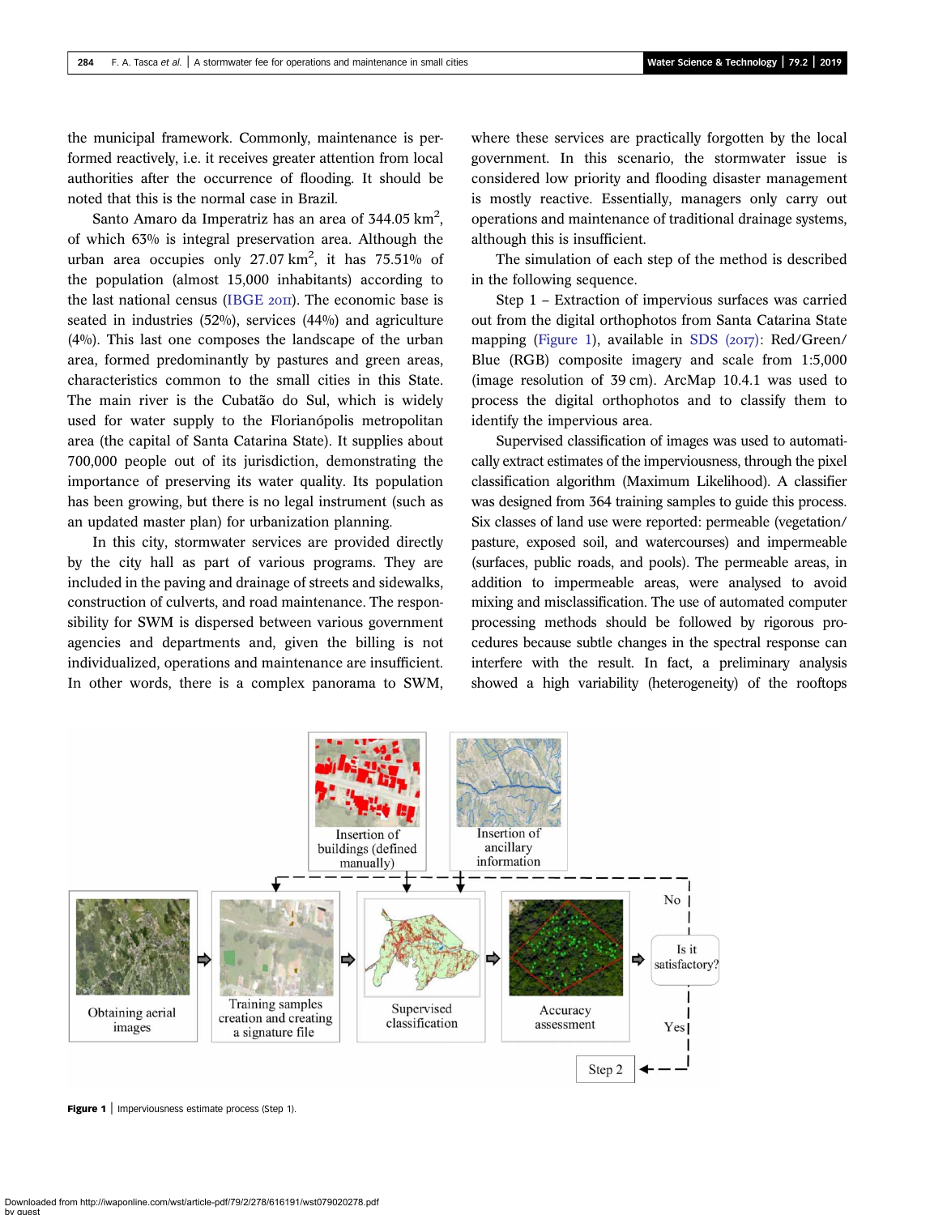the municipal framework. Commonly, maintenance is performed reactively, i.e. it receives greater attention from local authorities after the occurrence of flooding. It should be noted that this is the normal case in Brazil.

Santo Amaro da Imperatriz has an area of 344.05 km$^2$, of which 63% is integral preservation area. Although the urban area occupies only 27.07 km$^2$, it has 75.51% of the population (almost 15,000 inhabitants) according to the last national census (IBGE 2011). The economic base is seated in industries (52%), services (44%) and agriculture (4%). This last one composes the landscape of the urban area, formed predominantly by pastures and green areas, characteristics common to the small cities in this State. The main river is the Cubatão do Sul, which is widely used for water supply to the Florianópolis metropolitan area (the capital of Santa Catarina State). It supplies about 700,000 people out of its jurisdiction, demonstrating the importance of preserving its water quality. Its population has been growing, but there is no legal instrument (such as an updated master plan) for urbanization planning.

In this city, stormwater services are provided directly by the city hall as part of various programs. They are included in the paving and drainage of streets and sidewalks, construction of culverts, and road maintenance. The responsibility for SWM is dispersed between various government agencies and departments and, given the billing is not individualized, operations and maintenance are insufficient. In other words, there is a complex panorama to SWM, where these services are practically forgotten by the local government. In this scenario, the stormwater issue is considered low priority and flooding disaster management is mostly reactive. Essentially, managers only carry out operations and maintenance of traditional drainage systems, although this is insufficient.

The simulation of each step of the method is described in the following sequence.

Step 1 – Extraction of impervious surfaces was carried out from the digital orthophotos from Santa Catarina State mapping (Figure 1), available in SDS (2017): Red/Green/Blue (RGB) composite imagery and scale from 1:5,000 (image resolution of 39 cm). ArcMap 10.4.1 was used to process the digital orthophotos and to classify them to identify the impervious area.

Supervised classification of images was used to automatically extract estimates of the imperviousness, through the pixel classification algorithm (Maximum Likelihood). A classifier was designed from 364 training samples to guide this process. Six classes of land use were reported: permeable (vegetation/pasture, exposed soil, and watercourses) and impermeable (surfaces, public roads, and pools). The permeable areas, in addition to impermeable areas, were analysed to avoid mixing and misclassification. The use of automated computer processing methods should be followed by rigorous procedures because subtle changes in the spectral response can interfere with the result. In fact, a preliminary analysis showed a high variability (heterogeneity) of the rooftops

**Figure 1** | Imperviousness estimate process (Step 1).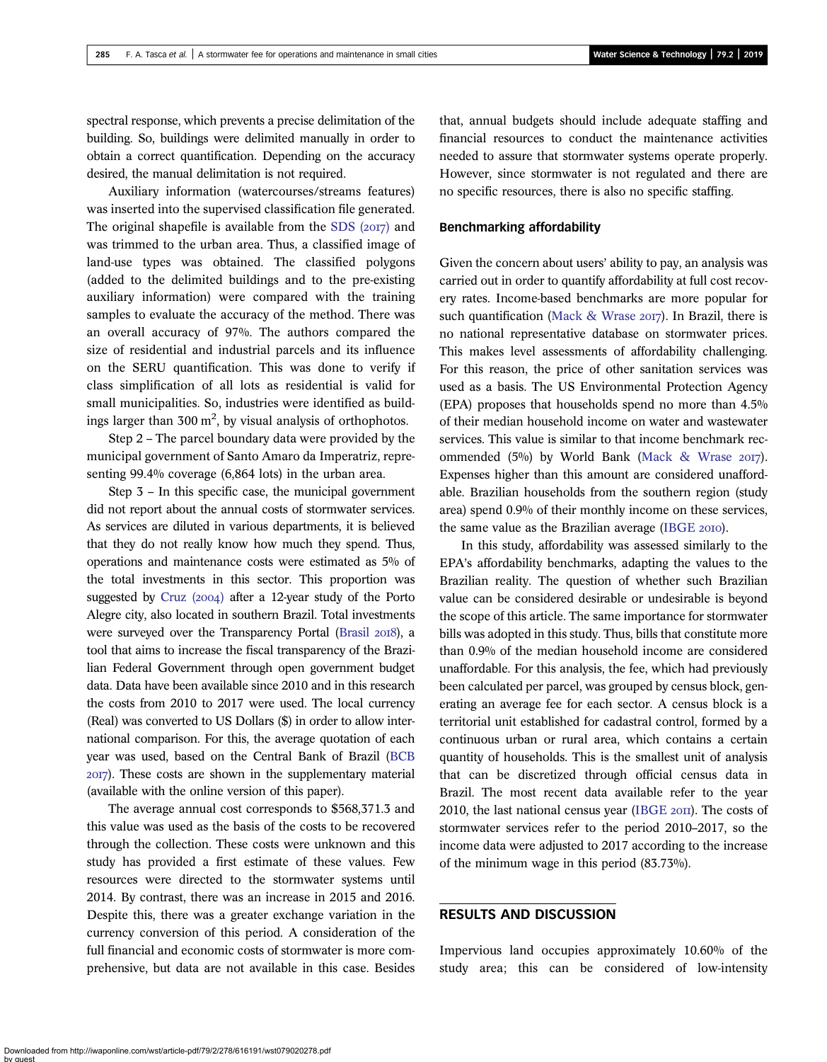spectral response, which prevents a precise delimitation of the building. So, buildings were delimited manually in order to obtain a correct quantification. Depending on the accuracy desired, the manual delimitation is not required.

Auxiliary information (watercourses/streams features) was inserted into the supervised classification file generated. The original shapefile is available from the SDS (2017) and was trimmed to the urban area. Thus, a classified image of land-use types was obtained. The classified polygons (added to the delimited buildings and to the pre-existing auxiliary information) were compared with the training samples to evaluate the accuracy of the method. There was an overall accuracy of 97%. The authors compared the size of residential and industrial parcels and its influence on the SERU quantification. This was done to verify if class simplification of all lots as residential is valid for small municipalities. So, industries were identified as buildings larger than 300 $m^2$, by visual analysis of orthophotos.

Step 2 – The parcel boundary data were provided by the municipal government of Santo Amaro da Imperatriz, representing 99.4% coverage (6,864 lots) in the urban area.

Step 3 – In this specific case, the municipal government did not report about the annual costs of stormwater services. As services are diluted in various departments, it is believed that they do not really know how much they spend. Thus, operations and maintenance costs were estimated as 5% of the total investments in this sector. This proportion was suggested by Cruz (2004) after a 12-year study of the Porto Alegre city, also located in southern Brazil. Total investments were surveyed over the Transparency Portal (Brasil 2018), a tool that aims to increase the fiscal transparency of the Brazilian Federal Government through open government budget data. Data have been available since 2010 and in this research the costs from 2010 to 2017 were used. The local currency (Real) was converted to US Dollars ($) in order to allow international comparison. For this, the average quotation of each year was used, based on the Central Bank of Brazil (BCB 2017). These costs are shown in the supplementary material (available with the online version of this paper).

The average annual cost corresponds to $568,371.3 and this value was used as the basis of the costs to be recovered through the collection. These costs were unknown and this study has provided a first estimate of these values. Few resources were directed to the stormwater systems until 2014. By contrast, there was an increase in 2015 and 2016. Despite this, there was a greater exchange variation in the currency conversion of this period. A consideration of the full financial and economic costs of stormwater is more comprehensive, but data are not available in this case. Besides that, annual budgets should include adequate staffing and financial resources to conduct the maintenance activities needed to assure that stormwater systems operate properly. However, since stormwater is not regulated and there are no specific resources, there is also no specific staffing.

### Benchmarking affordability

Given the concern about users' ability to pay, an analysis was carried out in order to quantify affordability at full cost recovery rates. Income-based benchmarks are more popular for such quantification (Mack & Wrase 2017). In Brazil, there is no national representative database on stormwater prices. This makes level assessments of affordability challenging. For this reason, the price of other sanitation services was used as a basis. The US Environmental Protection Agency (EPA) proposes that households spend no more than 4.5% of their median household income on water and wastewater services. This value is similar to that income benchmark recommended (5%) by World Bank (Mack & Wrase 2017). Expenses higher than this amount are considered unaffordable. Brazilian households from the southern region (study area) spend 0.9% of their monthly income on these services, the same value as the Brazilian average (IBGE 2010).

In this study, affordability was assessed similarly to the EPA's affordability benchmarks, adapting the values to the Brazilian reality. The question of whether such Brazilian value can be considered desirable or undesirable is beyond the scope of this article. The same importance for stormwater bills was adopted in this study. Thus, bills that constitute more than 0.9% of the median household income are considered unaffordable. For this analysis, the fee, which had previously been calculated per parcel, was grouped by census block, generating an average fee for each sector. A census block is a territorial unit established for cadastral control, formed by a continuous urban or rural area, which contains a certain quantity of households. This is the smallest unit of analysis that can be discretized through official census data in Brazil. The most recent data available refer to the year 2010, the last national census year (IBGE 2011). The costs of stormwater services refer to the period 2010–2017, so the income data were adjusted to 2017 according to the increase of the minimum wage in this period (83.73%).

## RESULTS AND DISCUSSION

Impervious land occupies approximately 10.60% of the study area; this can be considered of low-intensity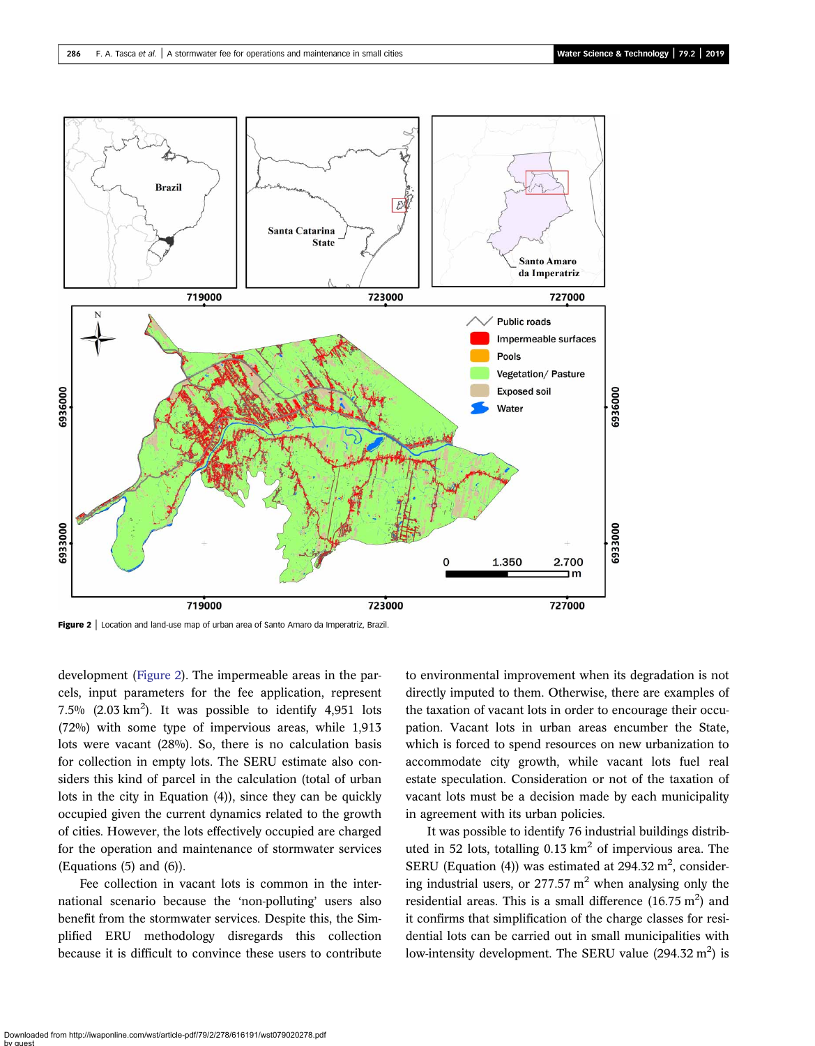Figure 2 | Location and land-use map of urban area of Santo Amaro da Imperatriz, Brazil.

development (Figure 2). The impermeable areas in the parcels, input parameters for the fee application, represent 7.5% (2.03 km$^2$). It was possible to identify 4,951 lots (72%) with some type of impervious areas, while 1,913 lots were vacant (28%). So, there is no calculation basis for collection in empty lots. The SERU estimate also considers this kind of parcel in the calculation (total of urban lots in the city in Equation (4)), since they can be quickly occupied given the current dynamics related to the growth of cities. However, the lots effectively occupied are charged for the operation and maintenance of stormwater services (Equations (5) and (6)).

Fee collection in vacant lots is common in the international scenario because the 'non-polluting' users also benefit from the stormwater services. Despite this, the Simplified ERU methodology disregards this collection because it is difficult to convince these users to contribute to environmental improvement when its degradation is not directly imputed to them. Otherwise, there are examples of the taxation of vacant lots in order to encourage their occupation. Vacant lots in urban areas encumber the State, which is forced to spend resources on new urbanization to accommodate city growth, while vacant lots fuel real estate speculation. Consideration or not of the taxation of vacant lots must be a decision made by each municipality in agreement with its urban policies.

It was possible to identify 76 industrial buildings distributed in 52 lots, totalling 0.13 km$^2$ of impervious area. The SERU (Equation (4)) was estimated at 294.32 m$^2$, considering industrial users, or 277.57 m$^2$ when analysing only the residential areas. This is a small difference (16.75 m$^2$) and it confirms that simplification of the charge classes for residential lots can be carried out in small municipalities with low-intensity development. The SERU value (294.32 m$^2$) is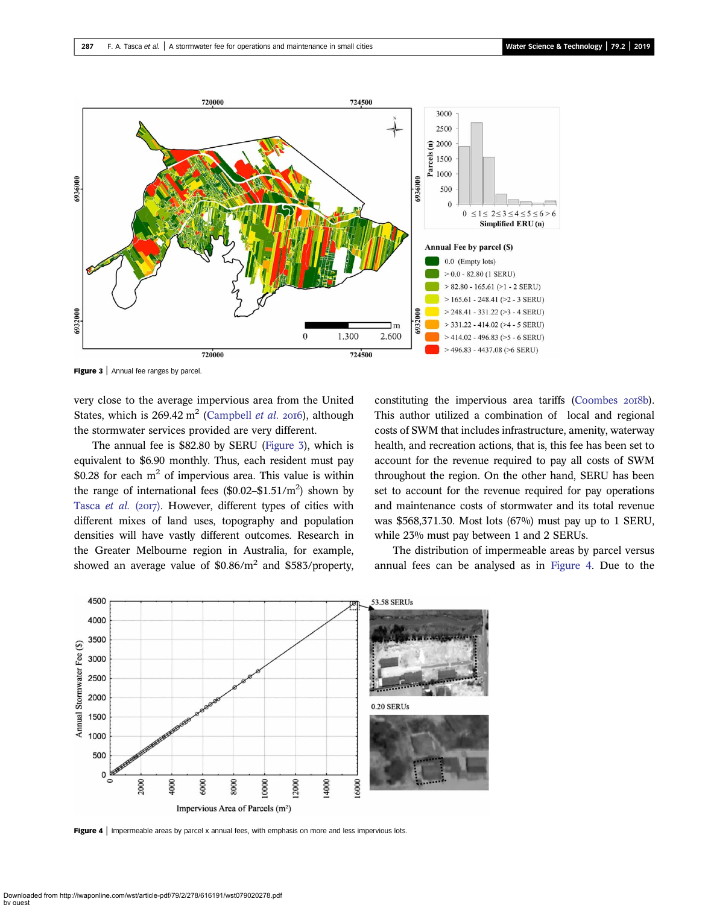Figure 3 | Annual fee ranges by parcel.

very close to the average impervious area from the United States, which is 269.42 m$^2$ (Campbell *et al.* 2016), although the stormwater services provided are very different.

The annual fee is $82.80 by SERU (Figure 3), which is equivalent to $6.90 monthly. Thus, each resident must pay $0.28 for each m$^2$ of impervious area. This value is within the range of international fees ($0.02–$1.51/m$^2$) shown by Tasca *et al.* (2017). However, different types of cities with different mixes of land uses, topography and population densities will have vastly different outcomes. Research in the Greater Melbourne region in Australia, for example, showed an average value of $0.86/m$^2$ and $583/property, constituting the impervious area tariffs (Coombes 2018b). This author utilized a combination of local and regional costs of SWM that includes infrastructure, amenity, waterway health, and recreation actions, that is, this fee has been set to account for the revenue required to pay all costs of SWM throughout the region. On the other hand, SERU has been set to account for the revenue required for pay operations and maintenance costs of stormwater and its total revenue was $568,371.30. Most lots (67%) must pay up to 1 SERU, while 23% must pay between 1 and 2 SERUs.

The distribution of impermeable areas by parcel versus annual fees can be analysed as in Figure 4. Due to the

Figure 4 | Impermeable areas by parcel x annual fees, with emphasis on more and less impervious lots.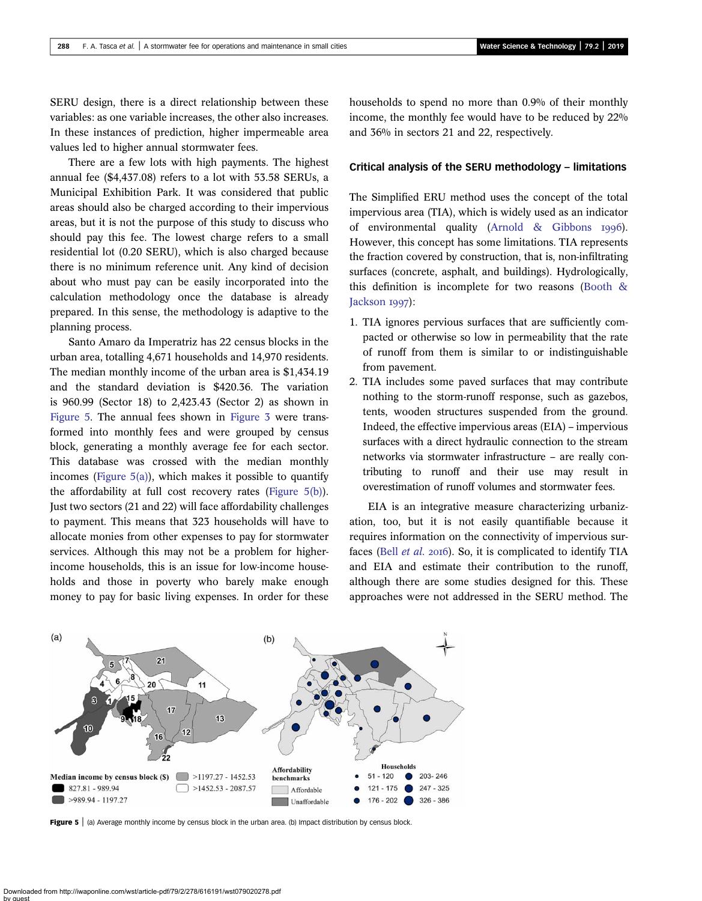SERU design, there is a direct relationship between these variables: as one variable increases, the other also increases. In these instances of prediction, higher impermeable area values led to higher annual stormwater fees.

There are a few lots with high payments. The highest annual fee ($4,437.08) refers to a lot with 53.58 SERUs, a Municipal Exhibition Park. It was considered that public areas should also be charged according to their impervious areas, but it is not the purpose of this study to discuss who should pay this fee. The lowest charge refers to a small residential lot (0.20 SERU), which is also charged because there is no minimum reference unit. Any kind of decision about who must pay can be easily incorporated into the calculation methodology once the database is already prepared. In this sense, the methodology is adaptive to the planning process.

Santo Amaro da Imperatriz has 22 census blocks in the urban area, totalling 4,671 households and 14,970 residents. The median monthly income of the urban area is $1,434.19 and the standard deviation is $420.36. The variation is 960.99 (Sector 18) to 2,423.43 (Sector 2) as shown in Figure 5. The annual fees shown in Figure 3 were transformed into monthly fees and were grouped by census block, generating a monthly average fee for each sector. This database was crossed with the median monthly incomes (Figure 5(a)), which makes it possible to quantify the affordability at full cost recovery rates (Figure 5(b)). Just two sectors (21 and 22) will face affordability challenges to payment. This means that 323 households will have to allocate monies from other expenses to pay for stormwater services. Although this may not be a problem for higher-income households, this is an issue for low-income households and those in poverty who barely make enough money to pay for basic living expenses. In order for these households to spend no more than 0.9% of their monthly income, the monthly fee would have to be reduced by 22% and 36% in sectors 21 and 22, respectively.

## Critical analysis of the SERU methodology – limitations

The Simplified ERU method uses the concept of the total impervious area (TIA), which is widely used as an indicator of environmental quality (Arnold & Gibbons 1996). However, this concept has some limitations. TIA represents the fraction covered by construction, that is, non-infiltrating surfaces (concrete, asphalt, and buildings). Hydrologically, this definition is incomplete for two reasons (Booth & Jackson 1997):

1. TIA ignores pervious surfaces that are sufficiently compacted or otherwise so low in permeability that the rate of runoff from them is similar to or indistinguishable from pavement.
2. TIA includes some paved surfaces that may contribute nothing to the storm-runoff response, such as gazebos, tents, wooden structures suspended from the ground. Indeed, the effective impervious areas (EIA) – impervious surfaces with a direct hydraulic connection to the stream networks via stormwater infrastructure – are really contributing to runoff and their use may result in overestimation of runoff volumes and stormwater fees.

EIA is an integrative measure characterizing urbanization, too, but it is not easily quantifiable because it requires information on the connectivity of impervious surfaces (Bell *et al.* 2016). So, it is complicated to identify TIA and EIA and estimate their contribution to the runoff, although there are some studies designed for this. These approaches were not addressed in the SERU method. The

**Figure 5** | (a) Average monthly income by census block in the urban area. (b) Impact distribution by census block.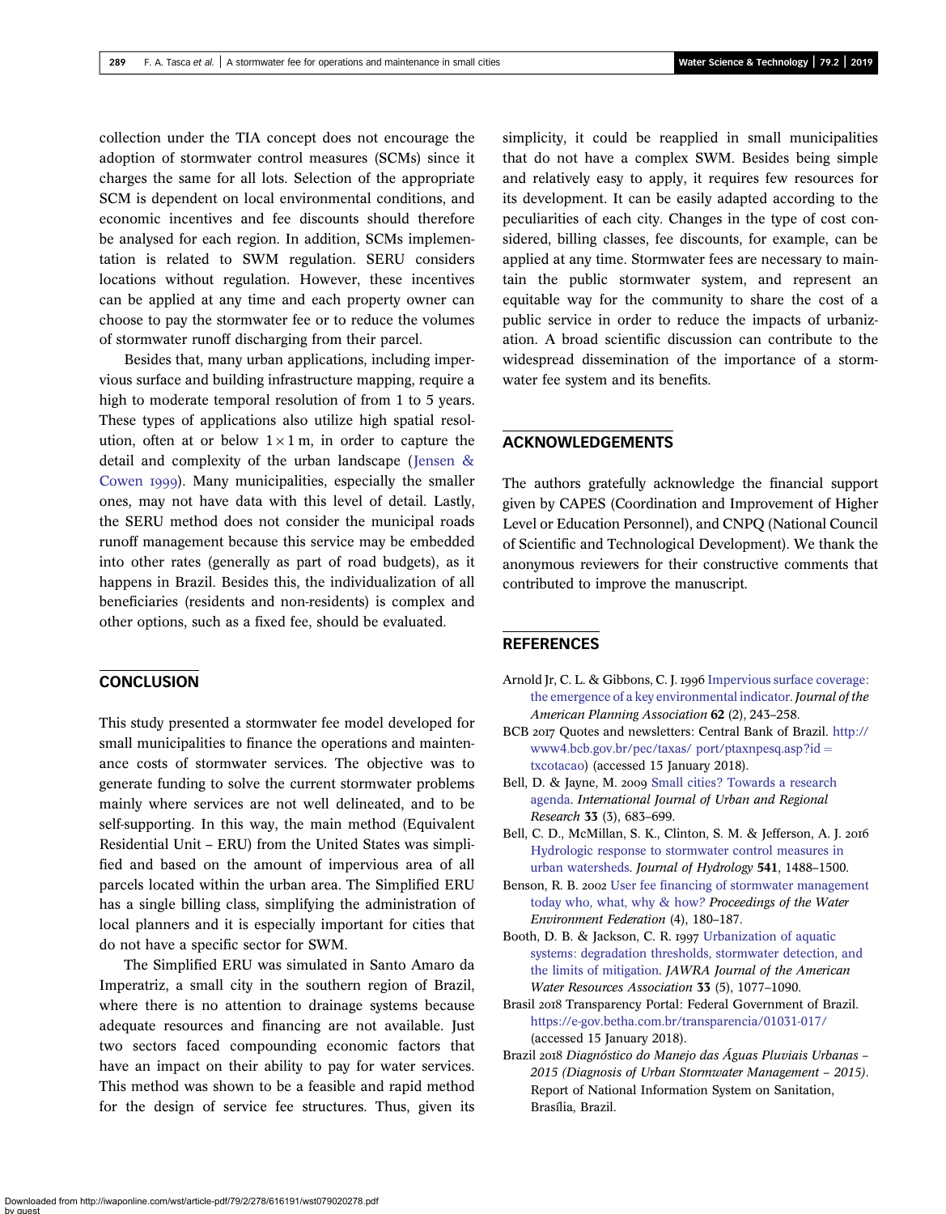collection under the TIA concept does not encourage the adoption of stormwater control measures (SCMs) since it charges the same for all lots. Selection of the appropriate SCM is dependent on local environmental conditions, and economic incentives and fee discounts should therefore be analysed for each region. In addition, SCMs implementation is related to SWM regulation. SERU considers locations without regulation. However, these incentives can be applied at any time and each property owner can choose to pay the stormwater fee or to reduce the volumes of stormwater runoff discharging from their parcel.

Besides that, many urban applications, including impervious surface and building infrastructure mapping, require a high to moderate temporal resolution of from 1 to 5 years. These types of applications also utilize high spatial resolution, often at or below $1 \times 1$ m, in order to capture the detail and complexity of the urban landscape (Jensen & Cowen 1999). Many municipalities, especially the smaller ones, may not have data with this level of detail. Lastly, the SERU method does not consider the municipal roads runoff management because this service may be embedded into other rates (generally as part of road budgets), as it happens in Brazil. Besides this, the individualization of all beneficiaries (residents and non-residents) is complex and other options, such as a fixed fee, should be evaluated.

## CONCLUSION

This study presented a stormwater fee model developed for small municipalities to finance the operations and maintenance costs of stormwater services. The objective was to generate funding to solve the current stormwater problems mainly where services are not well delineated, and to be self-supporting. In this way, the main method (Equivalent Residential Unit – ERU) from the United States was simplified and based on the amount of impervious area of all parcels located within the urban area. The Simplified ERU has a single billing class, simplifying the administration of local planners and it is especially important for cities that do not have a specific sector for SWM.

The Simplified ERU was simulated in Santo Amaro da Imperatriz, a small city in the southern region of Brazil, where there is no attention to drainage systems because adequate resources and financing are not available. Just two sectors faced compounding economic factors that have an impact on their ability to pay for water services. This method was shown to be a feasible and rapid method for the design of service fee structures. Thus, given its simplicity, it could be reapplied in small municipalities that do not have a complex SWM. Besides being simple and relatively easy to apply, it requires few resources for its development. It can be easily adapted according to the peculiarities of each city. Changes in the type of cost considered, billing classes, fee discounts, for example, can be applied at any time. Stormwater fees are necessary to maintain the public stormwater system, and represent an equitable way for the community to share the cost of a public service in order to reduce the impacts of urbanization. A broad scientific discussion can contribute to the widespread dissemination of the importance of a stormwater fee system and its benefits.

## ACKNOWLEDGEMENTS

The authors gratefully acknowledge the financial support given by CAPES (Coordination and Improvement of Higher Level or Education Personnel), and CNPQ (National Council of Scientific and Technological Development). We thank the anonymous reviewers for their constructive comments that contributed to improve the manuscript.

## REFERENCES

Arnold Jr, C. L. & Gibbons, C. J. 1996 Impervious surface coverage: the emergence of a key environmental indicator. *Journal of the American Planning Association* **62** (2), 243–258.

BCB 2017 Quotes and newsletters: Central Bank of Brazil. http://www4.bcb.gov.br/pec/taxas/ port/ptaxnpesq.asp?id = txcotacao) (accessed 15 January 2018).

Bell, D. & Jayne, M. 2009 Small cities? Towards a research agenda. *International Journal of Urban and Regional Research* **33** (3), 683–699.

Bell, C. D., McMillan, S. K., Clinton, S. M. & Jefferson, A. J. 2016 Hydrologic response to stormwater control measures in urban watersheds. *Journal of Hydrology* **541**, 1488–1500.

Benson, R. B. 2002 User fee financing of stormwater management today who, what, why & how? *Proceedings of the Water Environment Federation* (4), 180–187.

Booth, D. B. & Jackson, C. R. 1997 Urbanization of aquatic systems: degradation thresholds, stormwater detection, and the limits of mitigation. *JAWRA Journal of the American Water Resources Association* **33** (5), 1077–1090.

Brasil 2018 Transparency Portal: Federal Government of Brazil. https://e-gov.betha.com.br/transparencia/01031-017/ (accessed 15 January 2018).

Brazil 2018 *Diagnóstico do Manejo das Águas Pluviais Urbanas – 2015 (Diagnosis of Urban Stormwater Management – 2015)*. Report of National Information System on Sanitation, Brasília, Brazil.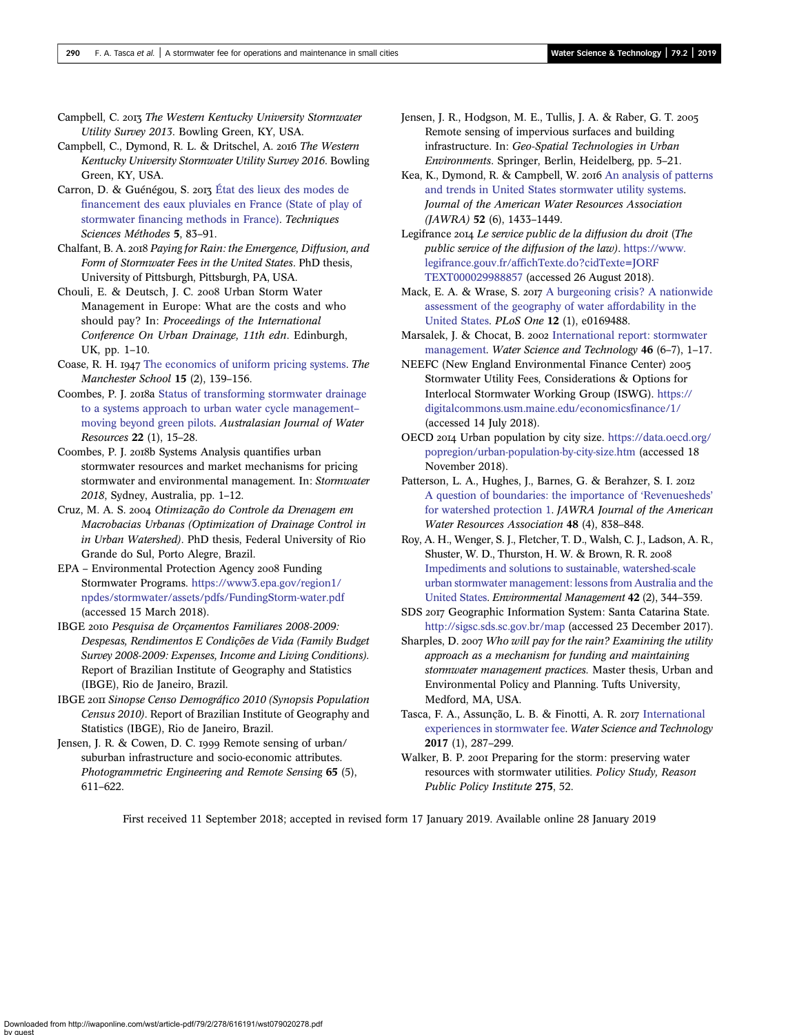Campbell, C. 2013 *The Western Kentucky University Stormwater Utility Survey 2013*. Bowling Green, KY, USA.

Campbell, C., Dymond, R. L. & Dritschel, A. 2016 *The Western Kentucky University Stormwater Utility Survey 2016*. Bowling Green, KY, USA.

Carron, D. & Guénégou, S. 2013 État des lieux des modes de financement des eaux pluviales en France (State of play of stormwater financing methods in France). *Techniques Sciences Méthodes* **5**, 83–91.

Chalfant, B. A. 2018 *Paying for Rain: the Emergence, Diffusion, and Form of Stormwater Fees in the United States*. PhD thesis, University of Pittsburgh, Pittsburgh, PA, USA.

Chouli, E. & Deutsch, J. C. 2008 Urban Storm Water Management in Europe: What are the costs and who should pay? In: *Proceedings of the International Conference On Urban Drainage, 11th edn*. Edinburgh, UK, pp. 1–10.

Coase, R. H. 1947 The economics of uniform pricing systems. *The Manchester School* **15** (2), 139–156.

Coombes, P. J. 2018a Status of transforming stormwater drainage to a systems approach to urban water cycle management–moving beyond green pilots. *Australasian Journal of Water Resources* **22** (1), 15–28.

Coombes, P. J. 2018b Systems Analysis quantifies urban stormwater resources and market mechanisms for pricing stormwater and environmental management. In: *Stormwater 2018*, Sydney, Australia, pp. 1–12.

Cruz, M. A. S. 2004 *Otimização do Controle da Drenagem em Macrobacias Urbanas (Optimization of Drainage Control in in Urban Watershed)*. PhD thesis, Federal University of Rio Grande do Sul, Porto Alegre, Brazil.

EPA – Environmental Protection Agency 2008 Funding Stormwater Programs. https://www3.epa.gov/region1/npdes/stormwater/assets/pdfs/FundingStorm-water.pdf (accessed 15 March 2018).

IBGE 2010 *Pesquisa de Orçamentos Familiares 2008-2009: Despesas, Rendimentos E Condições de Vida (Family Budget Survey 2008-2009: Expenses, Income and Living Conditions)*. Report of Brazilian Institute of Geography and Statistics (IBGE), Rio de Janeiro, Brazil.

IBGE 2011 *Sinopse Censo Demográfico 2010 (Synopsis Population Census 2010)*. Report of Brazilian Institute of Geography and Statistics (IBGE), Rio de Janeiro, Brazil.

Jensen, J. R. & Cowen, D. C. 1999 Remote sensing of urban/suburban infrastructure and socio-economic attributes. *Photogrammetric Engineering and Remote Sensing* **65** (5), 611–622.

Jensen, J. R., Hodgson, M. E., Tullis, J. A. & Raber, G. T. 2005 Remote sensing of impervious surfaces and building infrastructure. In: *Geo-Spatial Technologies in Urban Environments*. Springer, Berlin, Heidelberg, pp. 5–21.

Kea, K., Dymond, R. & Campbell, W. 2016 An analysis of patterns and trends in United States stormwater utility systems. *Journal of the American Water Resources Association (JAWRA)* **52** (6), 1433–1449.

Legifrance 2014 *Le service public de la diffusion du droit (The public service of the diffusion of the law)*. https://www.legifrance.gouv.fr/affichTexte.do?cidTexte=JORFTEXT000029988857 (accessed 26 August 2018).

Mack, E. A. & Wrase, S. 2017 A burgeoning crisis? A nationwide assessment of the geography of water affordability in the United States. *PLoS One* **12** (1), e0169488.

Marsalek, J. & Chocat, B. 2002 International report: stormwater management. *Water Science and Technology* **46** (6–7), 1–17.

NEEFC (New England Environmental Finance Center) 2005 Stormwater Utility Fees, Considerations & Options for Interlocal Stormwater Working Group (ISWG). https://digitalcommons.usm.maine.edu/economicsfinance/1/ (accessed 14 July 2018).

OECD 2014 Urban population by city size. https://data.oecd.org/popregion/urban-population-by-city-size.htm (accessed 18 November 2018).

Patterson, L. A., Hughes, J., Barnes, G. & Berahzer, S. I. 2012 A question of boundaries: the importance of 'Revenuesheds' for watershed protection 1. *JAWRA Journal of the American Water Resources Association* **48** (4), 838–848.

Roy, A. H., Wenger, S. J., Fletcher, T. D., Walsh, C. J., Ladson, A. R., Shuster, W. D., Thurston, H. W. & Brown, R. R. 2008 Impediments and solutions to sustainable, watershed-scale urban stormwater management: lessons from Australia and the United States. *Environmental Management* **42** (2), 344–359.

SDS 2017 Geographic Information System: Santa Catarina State. http://sigsc.sds.sc.gov.br/map (accessed 23 December 2017).

Sharples, D. 2007 *Who will pay for the rain? Examining the utility approach as a mechanism for funding and maintaining stormwater management practices*. Master thesis, Urban and Environmental Policy and Planning. Tufts University, Medford, MA, USA.

Tasca, F. A., Assunção, L. B. & Finotti, A. R. 2017 International experiences in stormwater fee. *Water Science and Technology* **2017** (1), 287–299.

Walker, B. P. 2001 Preparing for the storm: preserving water resources with stormwater utilities. *Policy Study, Reason Public Policy Institute* **275**, 52.

First received 11 September 2018; accepted in revised form 17 January 2019. Available online 28 January 2019